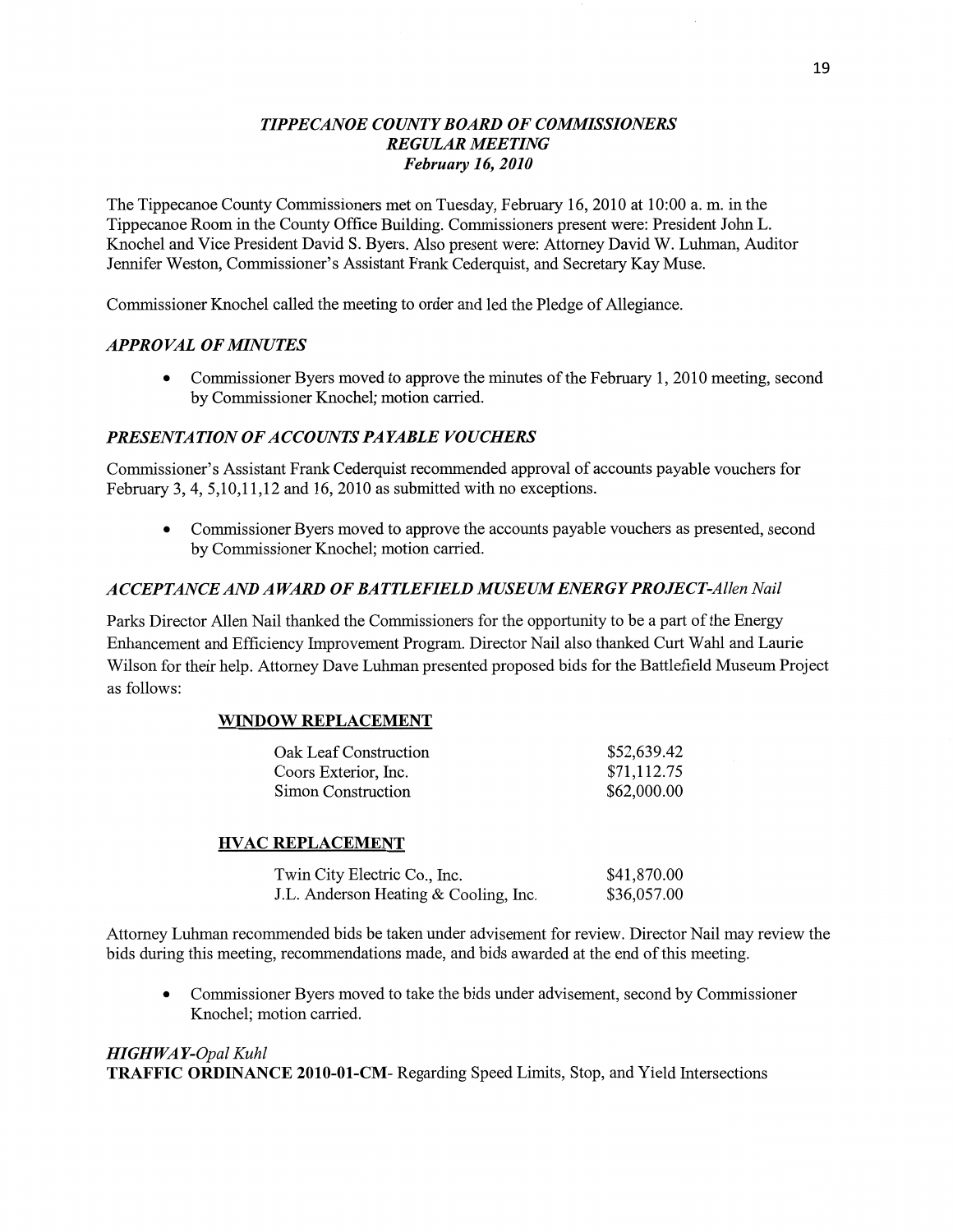## *TIPPECANOE COUNTY BOARD OF COMMISSIONERS*
## *REGULAR MEETING*
### *February 16, 2010*

The Tippecanoe County Commissioners met on Tuesday, February 16, 2010 at 10:00 a. m. in the Tippecanoe Room in the County Office Building. Commissioners present were: President John L. Knochel and Vice President David S. Byers. Also present were: Attorney David W. Luhman, Auditor Jennifer Weston, Commissioner's Assistant Frank Cederquist, and Secretary Kay Muse.

Commissioner Knochel called the meeting to order and led the Pledge of Allegiance.

### *APPROVAL OF MINUTES*

- Commissioner Byers moved to approve the minutes of the February 1, 2010 meeting, second by Commissioner Knochel; motion carried.

### *PRESENTATION OF ACCOUNTS PAYABLE VOUCHERS*

Commissioner's Assistant Frank Cederquist recommended approval of accounts payable vouchers for February 3, 4, 5,10,11,12 and 16, 2010 as submitted with no exceptions.

- Commissioner Byers moved to approve the accounts payable vouchers as presented, second by Commissioner Knochel; motion carried.

### *ACCEPTANCE AND AWARD OF BATTLEFIELD MUSEUM ENERGY PROJECT-Allen Nail*

Parks Director Allen Nail thanked the Commissioners for the opportunity to be a part of the Energy Enhancement and Efficiency Improvement Program. Director Nail also thanked Curt Wahl and Laurie Wilson for their help. Attorney Dave Luhman presented proposed bids for the Battlefield Museum Project as follows:

**WINDOW REPLACEMENT**

| | |
|---|---|
| Oak Leaf Construction | $52,639.42 |
| Coors Exterior, Inc. | $71,112.75 |
| Simon Construction | $62,000.00 |

**HVAC REPLACEMENT**

| | |
|---|---|
| Twin City Electric Co., Inc. | $41,870.00 |
| J.L. Anderson Heating & Cooling, Inc. | $36,057.00 |

Attorney Luhman recommended bids be taken under advisement for review. Director Nail may review the bids during this meeting, recommendations made, and bids awarded at the end of this meeting.

- Commissioner Byers moved to take the bids under advisement, second by Commissioner Knochel; motion carried.

### *HIGHWAY-Opal Kuhl*

**TRAFFIC ORDINANCE 2010-01-CM**- Regarding Speed Limits, Stop, and Yield Intersections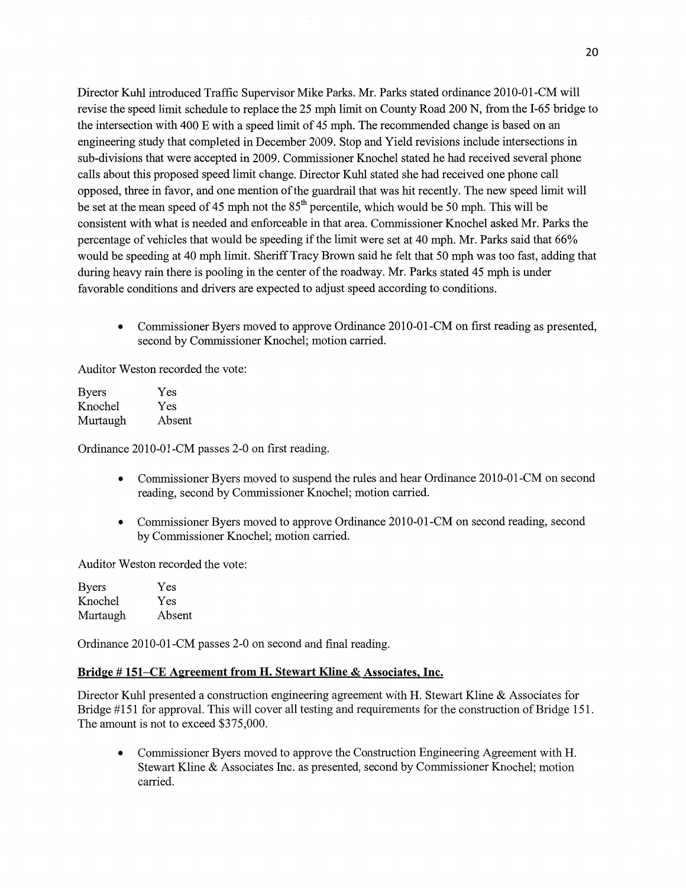Director Kuhl introduced Traffic Supervisor Mike Parks. Mr. Parks stated ordinance 2010-01-CM will revise the speed limit schedule to replace the 25 mph limit on County Road 200 N, from the I-65 bridge to the intersection with 400 E with a speed limit of 45 mph. The recommended change is based on an engineering study that completed in December 2009. Stop and Yield revisions include intersections in sub-divisions that were accepted in 2009. Commissioner Knochel stated he had received several phone calls about this proposed speed limit change. Director Kuhl stated she had received one phone call opposed, three in favor, and one mention of the guardrail that was hit recently. The new speed limit will be set at the mean speed of 45 mph not the 85th percentile, which would be 50 mph. This will be consistent with what is needed and enforceable in that area. Commissioner Knochel asked Mr. Parks the percentage of vehicles that would be speeding if the limit were set at 40 mph. Mr. Parks said that 66% would be speeding at 40 mph limit. Sheriff Tracy Brown said he felt that 50 mph was too fast, adding that during heavy rain there is pooling in the center of the roadway. Mr. Parks stated 45 mph is under favorable conditions and drivers are expected to adjust speed according to conditions.

- Commissioner Byers moved to approve Ordinance 2010-01-CM on first reading as presented, second by Commissioner Knochel; motion carried.

Auditor Weston recorded the vote:

| | |
|---|---|
| Byers | Yes |
| Knochel | Yes |
| Murtaugh | Absent |

Ordinance 2010-01-CM passes 2-0 on first reading.

- Commissioner Byers moved to suspend the rules and hear Ordinance 2010-01-CM on second reading, second by Commissioner Knochel; motion carried.

- Commissioner Byers moved to approve Ordinance 2010-01-CM on second reading, second by Commissioner Knochel; motion carried.

Auditor Weston recorded the vote:

| | |
|---|---|
| Byers | Yes |
| Knochel | Yes |
| Murtaugh | Absent |

Ordinance 2010-01-CM passes 2-0 on second and final reading.

**Bridge # 151–CE Agreement from H. Stewart Kline & Associates, Inc.**

Director Kuhl presented a construction engineering agreement with H. Stewart Kline & Associates for Bridge #151 for approval. This will cover all testing and requirements for the construction of Bridge 151. The amount is not to exceed $375,000.

- Commissioner Byers moved to approve the Construction Engineering Agreement with H. Stewart Kline & Associates Inc. as presented, second by Commissioner Knochel; motion carried.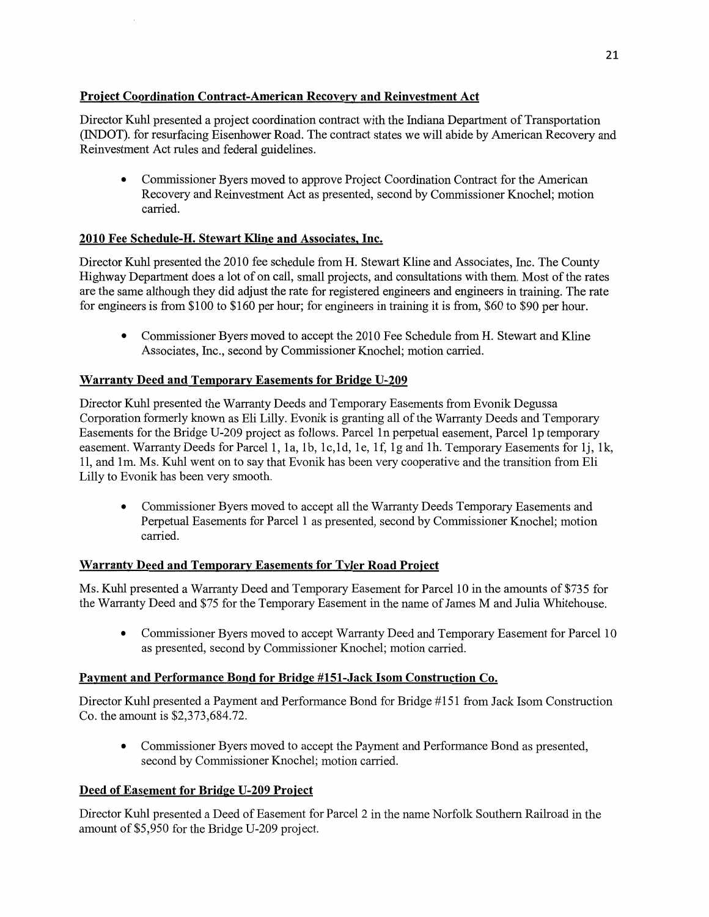**Project Coordination Contract-American Recovery and Reinvestment Act**

Director Kuhl presented a project coordination contract with the Indiana Department of Transportation (INDOT). for resurfacing Eisenhower Road. The contract states we will abide by American Recovery and Reinvestment Act rules and federal guidelines.

- Commissioner Byers moved to approve Project Coordination Contract for the American Recovery and Reinvestment Act as presented, second by Commissioner Knochel; motion carried.

**2010 Fee Schedule-H. Stewart Kline and Associates, Inc.**

Director Kuhl presented the 2010 fee schedule from H. Stewart Kline and Associates, Inc. The County Highway Department does a lot of on call, small projects, and consultations with them. Most of the rates are the same although they did adjust the rate for registered engineers and engineers in training. The rate for engineers is from $100 to $160 per hour; for engineers in training it is from, $60 to $90 per hour.

- Commissioner Byers moved to accept the 2010 Fee Schedule from H. Stewart and Kline Associates, Inc., second by Commissioner Knochel; motion carried.

**Warranty Deed and Temporary Easements for Bridge U-209**

Director Kuhl presented the Warranty Deeds and Temporary Easements from Evonik Degussa Corporation formerly known as Eli Lilly. Evonik is granting all of the Warranty Deeds and Temporary Easements for the Bridge U-209 project as follows. Parcel 1n perpetual easement, Parcel 1p temporary easement. Warranty Deeds for Parcel 1, 1a, 1b, 1c,1d, 1e, 1f, 1g and 1h. Temporary Easements for 1j, 1k, 1l, and 1m. Ms. Kuhl went on to say that Evonik has been very cooperative and the transition from Eli Lilly to Evonik has been very smooth.

- Commissioner Byers moved to accept all the Warranty Deeds Temporary Easements and Perpetual Easements for Parcel 1 as presented, second by Commissioner Knochel; motion carried.

**Warranty Deed and Temporary Easements for Tyler Road Project**

Ms. Kuhl presented a Warranty Deed and Temporary Easement for Parcel 10 in the amounts of $735 for the Warranty Deed and $75 for the Temporary Easement in the name of James M and Julia Whitehouse.

- Commissioner Byers moved to accept Warranty Deed and Temporary Easement for Parcel 10 as presented, second by Commissioner Knochel; motion carried.

**Payment and Performance Bond for Bridge #151-Jack Isom Construction Co.**

Director Kuhl presented a Payment and Performance Bond for Bridge #151 from Jack Isom Construction Co. the amount is $2,373,684.72.

- Commissioner Byers moved to accept the Payment and Performance Bond as presented, second by Commissioner Knochel; motion carried.

**Deed of Easement for Bridge U-209 Project**

Director Kuhl presented a Deed of Easement for Parcel 2 in the name Norfolk Southern Railroad in the amount of $5,950 for the Bridge U-209 project.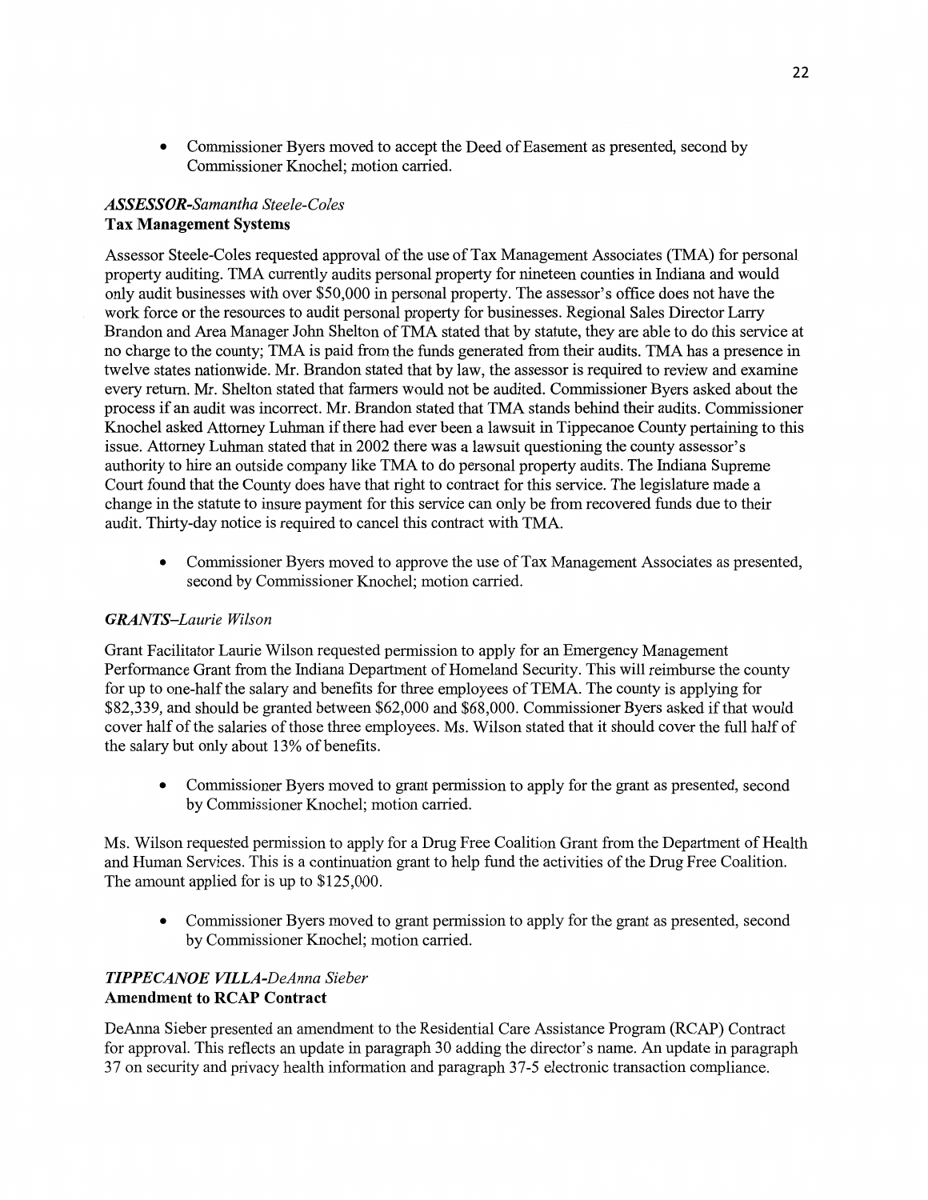- Commissioner Byers moved to accept the Deed of Easement as presented, second by Commissioner Knochel; motion carried.

***ASSESSOR****-Samantha Steele-Coles*

**Tax Management Systems**

Assessor Steele-Coles requested approval of the use of Tax Management Associates (TMA) for personal property auditing. TMA currently audits personal property for nineteen counties in Indiana and would only audit businesses with over $50,000 in personal property. The assessor's office does not have the work force or the resources to audit personal property for businesses. Regional Sales Director Larry Brandon and Area Manager John Shelton of TMA stated that by statute, they are able to do this service at no charge to the county; TMA is paid from the funds generated from their audits. TMA has a presence in twelve states nationwide. Mr. Brandon stated that by law, the assessor is required to review and examine every return. Mr. Shelton stated that farmers would not be audited. Commissioner Byers asked about the process if an audit was incorrect. Mr. Brandon stated that TMA stands behind their audits. Commissioner Knochel asked Attorney Luhman if there had ever been a lawsuit in Tippecanoe County pertaining to this issue. Attorney Luhman stated that in 2002 there was a lawsuit questioning the county assessor's authority to hire an outside company like TMA to do personal property audits. The Indiana Supreme Court found that the County does have that right to contract for this service. The legislature made a change in the statute to insure payment for this service can only be from recovered funds due to their audit. Thirty-day notice is required to cancel this contract with TMA.

- Commissioner Byers moved to approve the use of Tax Management Associates as presented, second by Commissioner Knochel; motion carried.

***GRANTS****–Laurie Wilson*

Grant Facilitator Laurie Wilson requested permission to apply for an Emergency Management Performance Grant from the Indiana Department of Homeland Security. This will reimburse the county for up to one-half the salary and benefits for three employees of TEMA. The county is applying for $82,339, and should be granted between $62,000 and $68,000. Commissioner Byers asked if that would cover half of the salaries of those three employees. Ms. Wilson stated that it should cover the full half of the salary but only about 13% of benefits.

- Commissioner Byers moved to grant permission to apply for the grant as presented, second by Commissioner Knochel; motion carried.

Ms. Wilson requested permission to apply for a Drug Free Coalition Grant from the Department of Health and Human Services. This is a continuation grant to help fund the activities of the Drug Free Coalition. The amount applied for is up to $125,000.

- Commissioner Byers moved to grant permission to apply for the grant as presented, second by Commissioner Knochel; motion carried.

***TIPPECANOE VILLA****-DeAnna Sieber*

**Amendment to RCAP Contract**

DeAnna Sieber presented an amendment to the Residential Care Assistance Program (RCAP) Contract for approval. This reflects an update in paragraph 30 adding the director's name. An update in paragraph 37 on security and privacy health information and paragraph 37-5 electronic transaction compliance.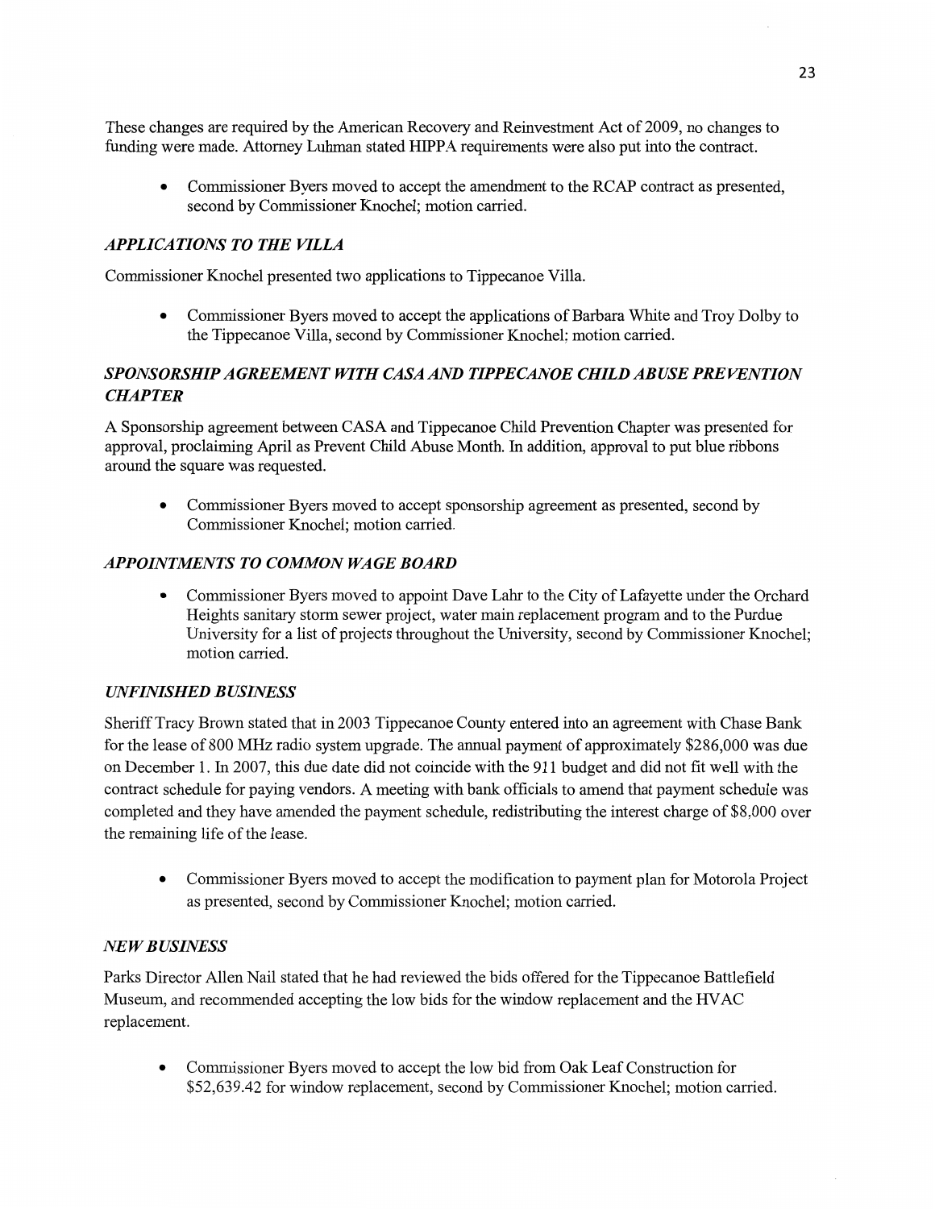These changes are required by the American Recovery and Reinvestment Act of 2009, no changes to funding were made. Attorney Luhman stated HIPPA requirements were also put into the contract.

- Commissioner Byers moved to accept the amendment to the RCAP contract as presented, second by Commissioner Knochel; motion carried.

### *APPLICATIONS TO THE VILLA*

Commissioner Knochel presented two applications to Tippecanoe Villa.

- Commissioner Byers moved to accept the applications of Barbara White and Troy Dolby to the Tippecanoe Villa, second by Commissioner Knochel; motion carried.

### *SPONSORSHIP AGREEMENT WITH CASA AND TIPPECANOE CHILD ABUSE PREVENTION CHAPTER*

A Sponsorship agreement between CASA and Tippecanoe Child Prevention Chapter was presented for approval, proclaiming April as Prevent Child Abuse Month. In addition, approval to put blue ribbons around the square was requested.

- Commissioner Byers moved to accept sponsorship agreement as presented, second by Commissioner Knochel; motion carried.

### *APPOINTMENTS TO COMMON WAGE BOARD*

- Commissioner Byers moved to appoint Dave Lahr to the City of Lafayette under the Orchard Heights sanitary storm sewer project, water main replacement program and to the Purdue University for a list of projects throughout the University, second by Commissioner Knochel; motion carried.

### *UNFINISHED BUSINESS*

Sheriff Tracy Brown stated that in 2003 Tippecanoe County entered into an agreement with Chase Bank for the lease of 800 MHz radio system upgrade. The annual payment of approximately $286,000 was due on December 1. In 2007, this due date did not coincide with the 911 budget and did not fit well with the contract schedule for paying vendors. A meeting with bank officials to amend that payment schedule was completed and they have amended the payment schedule, redistributing the interest charge of $8,000 over the remaining life of the lease.

- Commissioner Byers moved to accept the modification to payment plan for Motorola Project as presented, second by Commissioner Knochel; motion carried.

### *NEW BUSINESS*

Parks Director Allen Nail stated that he had reviewed the bids offered for the Tippecanoe Battlefield Museum, and recommended accepting the low bids for the window replacement and the HVAC replacement.

- Commissioner Byers moved to accept the low bid from Oak Leaf Construction for $52,639.42 for window replacement, second by Commissioner Knochel; motion carried.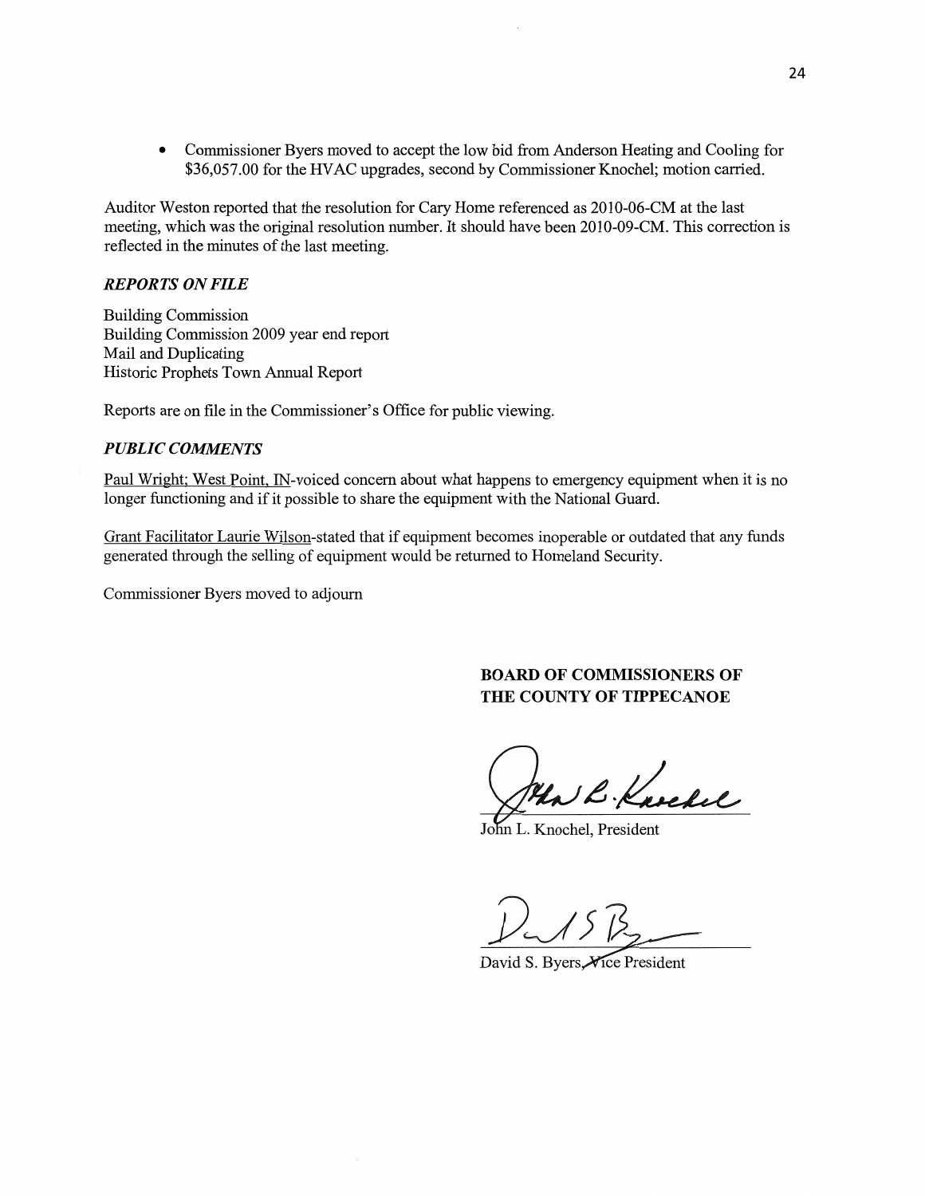- Commissioner Byers moved to accept the low bid from Anderson Heating and Cooling for $36,057.00 for the HVAC upgrades, second by Commissioner Knochel; motion carried.

Auditor Weston reported that the resolution for Cary Home referenced as 2010-06-CM at the last meeting, which was the original resolution number. It should have been 2010-09-CM. This correction is reflected in the minutes of the last meeting.

### *REPORTS ON FILE*

Building Commission
Building Commission 2009 year end report
Mail and Duplicating
Historic Prophets Town Annual Report

Reports are on file in the Commissioner's Office for public viewing.

### *PUBLIC COMMENTS*

Paul Wright; West Point, IN-voiced concern about what happens to emergency equipment when it is no longer functioning and if it possible to share the equipment with the National Guard.

Grant Facilitator Laurie Wilson-stated that if equipment becomes inoperable or outdated that any funds generated through the selling of equipment would be returned to Homeland Security.

Commissioner Byers moved to adjourn

**BOARD OF COMMISSIONERS OF THE COUNTY OF TIPPECANOE**

John L. Knochel, President

David S. Byers, Vice President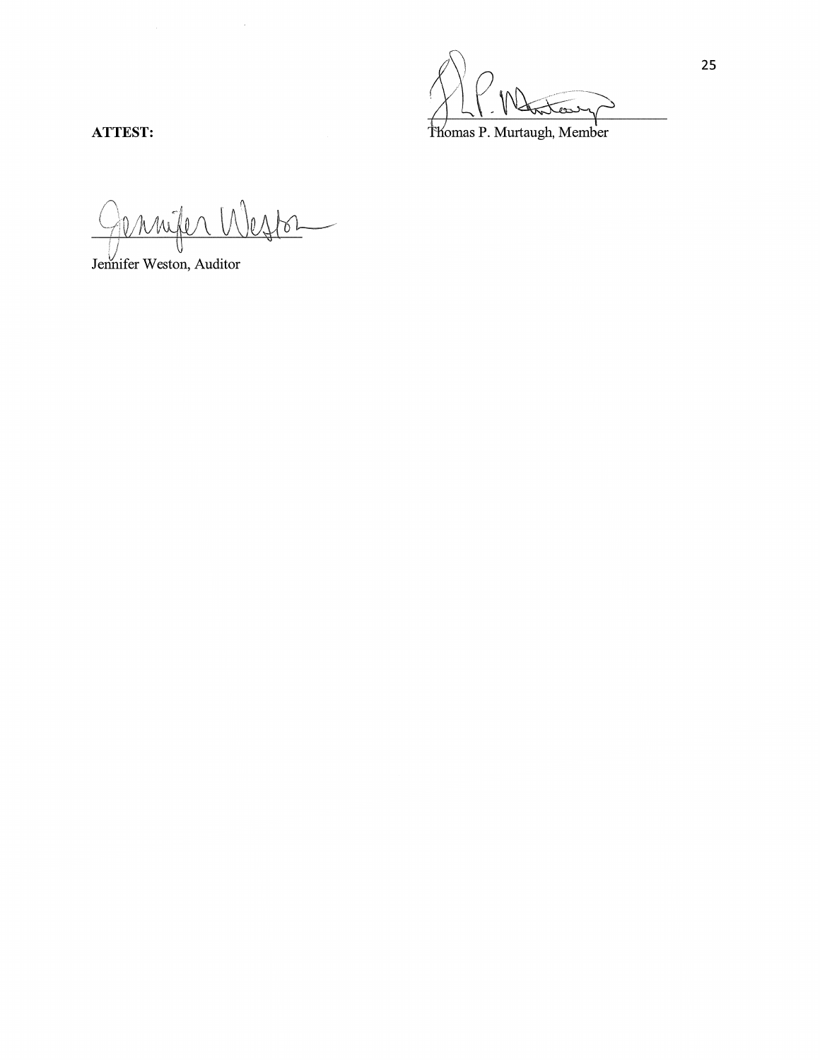Thomas P. Murtaugh, Member

**ATTEST:**

Jennifer Weston, Auditor